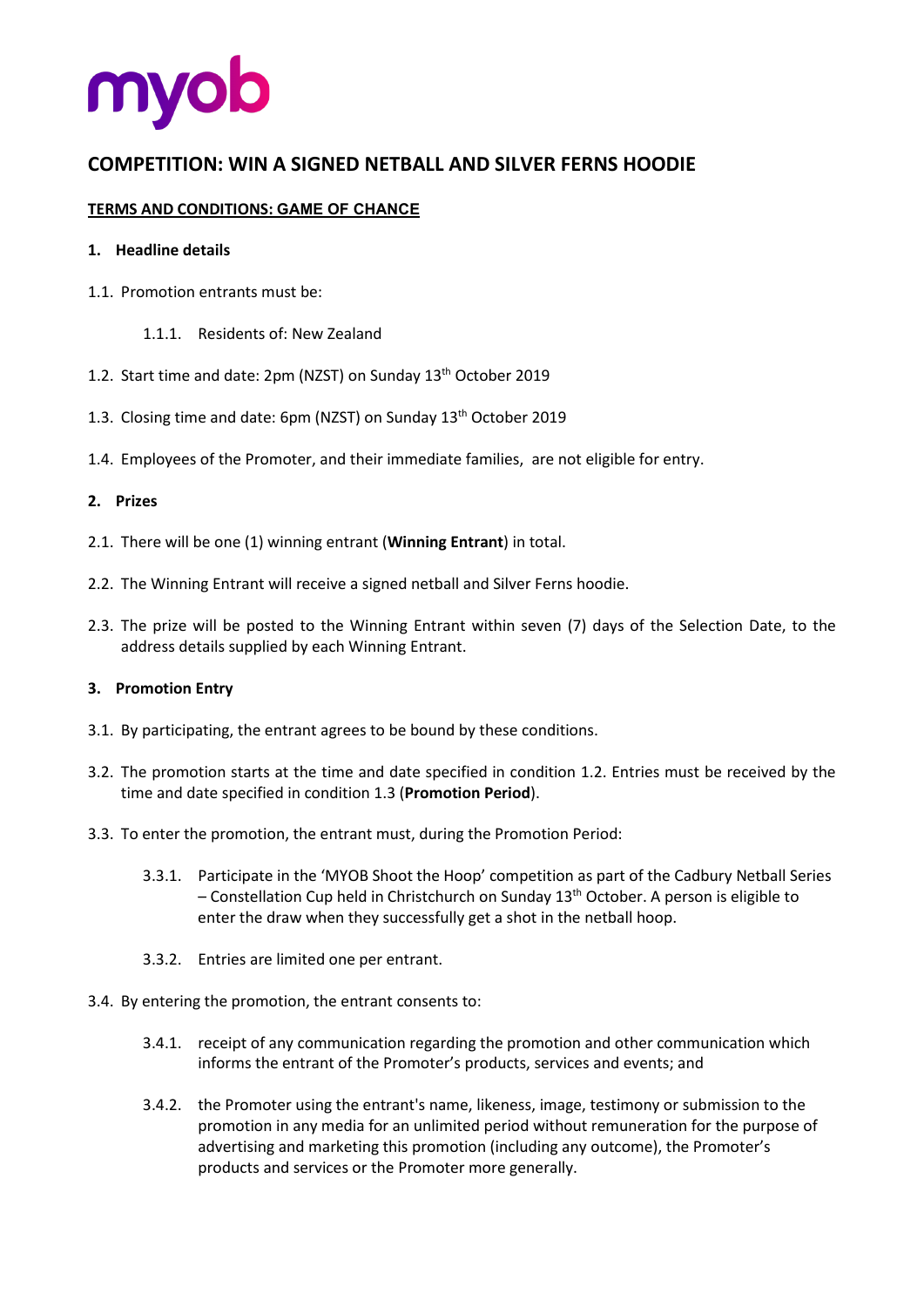myob

## COMPETITION: WIN A SIGNED NETBALL AND SILVER FERNS HOODIE

**TERMS AND CONDITIONS: GAME OF CHANCE**

### 1. Headline details

1.1. Promotion entrants must be:

- 1.1.1. Residents of: New Zealand

1.2. Start time and date: 2pm (NZST) on Sunday 13th October 2019

1.3. Closing time and date: 6pm (NZST) on Sunday 13th October 2019

1.4. Employees of the Promoter, and their immediate families, are not eligible for entry.

### 2. Prizes

2.1. There will be one (1) winning entrant (**Winning Entrant**) in total.

2.2. The Winning Entrant will receive a signed netball and Silver Ferns hoodie.

2.3. The prize will be posted to the Winning Entrant within seven (7) days of the Selection Date, to the address details supplied by each Winning Entrant.

### 3. Promotion Entry

3.1. By participating, the entrant agrees to be bound by these conditions.

3.2. The promotion starts at the time and date specified in condition 1.2. Entries must be received by the time and date specified in condition 1.3 (**Promotion Period**).

3.3. To enter the promotion, the entrant must, during the Promotion Period:

- 3.3.1. Participate in the 'MYOB Shoot the Hoop' competition as part of the Cadbury Netball Series – Constellation Cup held in Christchurch on Sunday 13th October. A person is eligible to enter the draw when they successfully get a shot in the netball hoop.
- 3.3.2. Entries are limited one per entrant.

3.4. By entering the promotion, the entrant consents to:

- 3.4.1. receipt of any communication regarding the promotion and other communication which informs the entrant of the Promoter's products, services and events; and
- 3.4.2. the Promoter using the entrant's name, likeness, image, testimony or submission to the promotion in any media for an unlimited period without remuneration for the purpose of advertising and marketing this promotion (including any outcome), the Promoter's products and services or the Promoter more generally.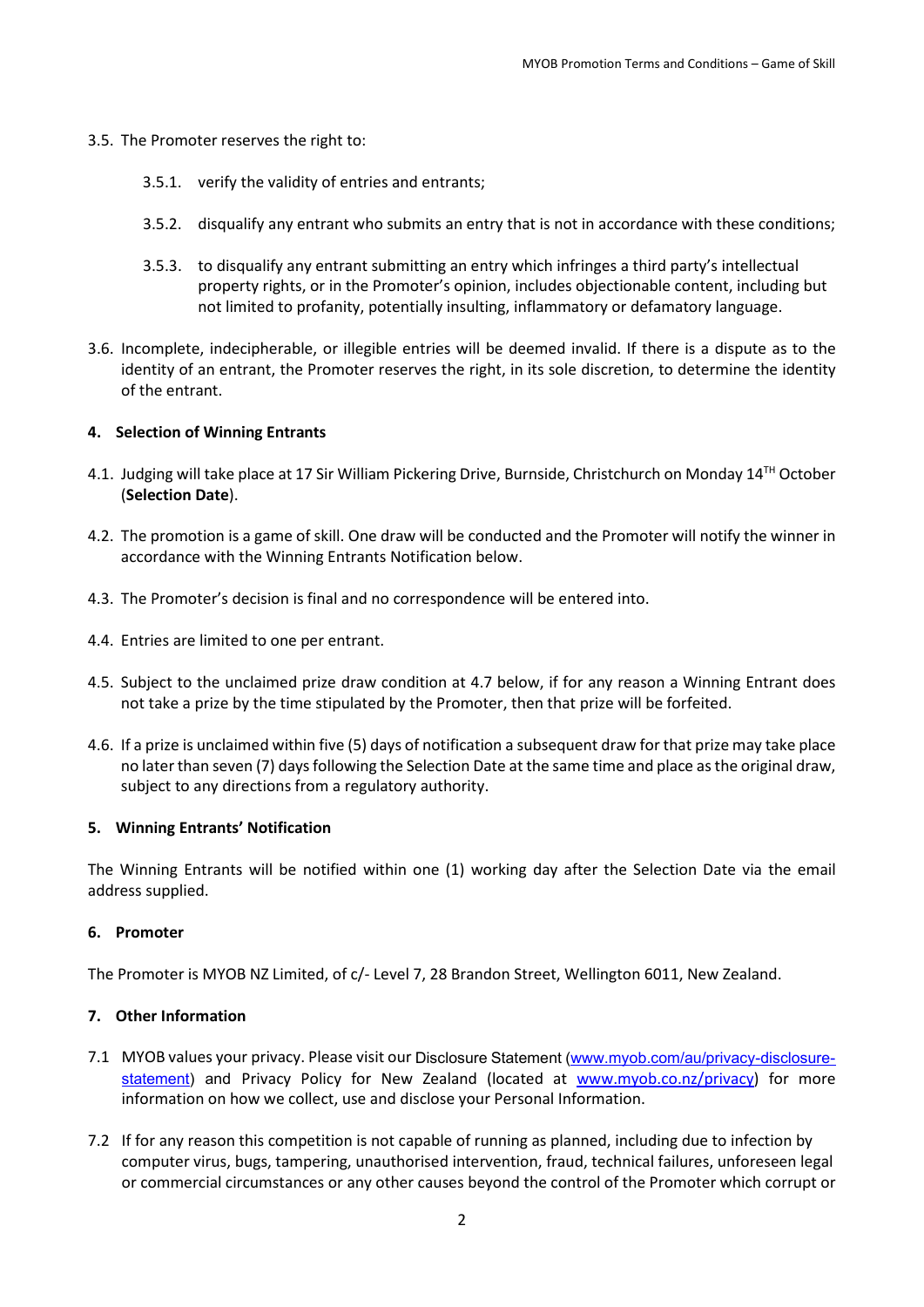3.5. The Promoter reserves the right to:

   3.5.1. verify the validity of entries and entrants;

   3.5.2. disqualify any entrant who submits an entry that is not in accordance with these conditions;

   3.5.3. to disqualify any entrant submitting an entry which infringes a third party's intellectual property rights, or in the Promoter's opinion, includes objectionable content, including but not limited to profanity, potentially insulting, inflammatory or defamatory language.

3.6. Incomplete, indecipherable, or illegible entries will be deemed invalid. If there is a dispute as to the identity of an entrant, the Promoter reserves the right, in its sole discretion, to determine the identity of the entrant.

**4. Selection of Winning Entrants**

4.1. Judging will take place at 17 Sir William Pickering Drive, Burnside, Christchurch on Monday 14TH October (**Selection Date**).

4.2. The promotion is a game of skill. One draw will be conducted and the Promoter will notify the winner in accordance with the Winning Entrants Notification below.

4.3. The Promoter's decision is final and no correspondence will be entered into.

4.4. Entries are limited to one per entrant.

4.5. Subject to the unclaimed prize draw condition at 4.7 below, if for any reason a Winning Entrant does not take a prize by the time stipulated by the Promoter, then that prize will be forfeited.

4.6. If a prize is unclaimed within five (5) days of notification a subsequent draw for that prize may take place no later than seven (7) days following the Selection Date at the same time and place as the original draw, subject to any directions from a regulatory authority.

**5. Winning Entrants' Notification**

The Winning Entrants will be notified within one (1) working day after the Selection Date via the email address supplied.

**6. Promoter**

The Promoter is MYOB NZ Limited, of c/- Level 7, 28 Brandon Street, Wellington 6011, New Zealand.

**7. Other Information**

7.1 MYOB values your privacy. Please visit our Disclosure Statement (www.myob.com/au/privacy-disclosure-statement) and Privacy Policy for New Zealand (located at www.myob.co.nz/privacy) for more information on how we collect, use and disclose your Personal Information.

7.2 If for any reason this competition is not capable of running as planned, including due to infection by computer virus, bugs, tampering, unauthorised intervention, fraud, technical failures, unforeseen legal or commercial circumstances or any other causes beyond the control of the Promoter which corrupt or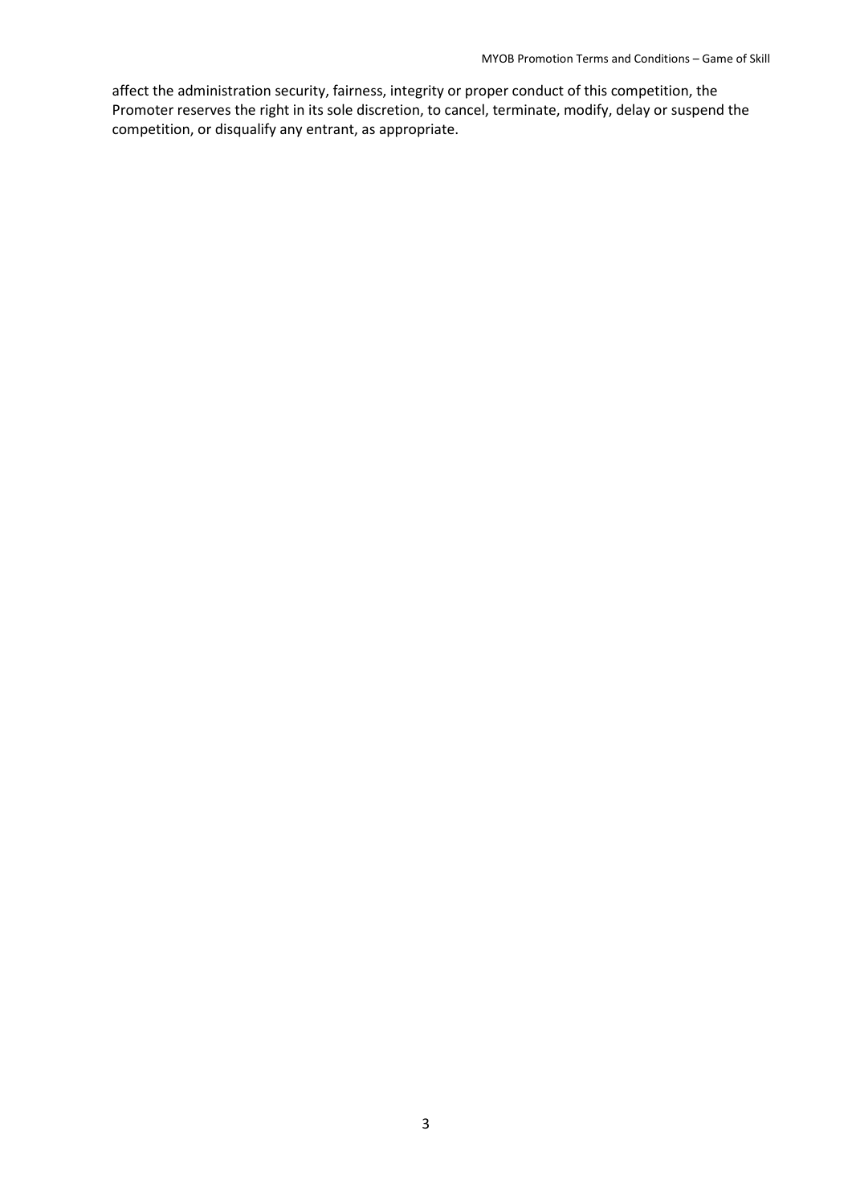affect the administration security, fairness, integrity or proper conduct of this competition, the Promoter reserves the right in its sole discretion, to cancel, terminate, modify, delay or suspend the competition, or disqualify any entrant, as appropriate.